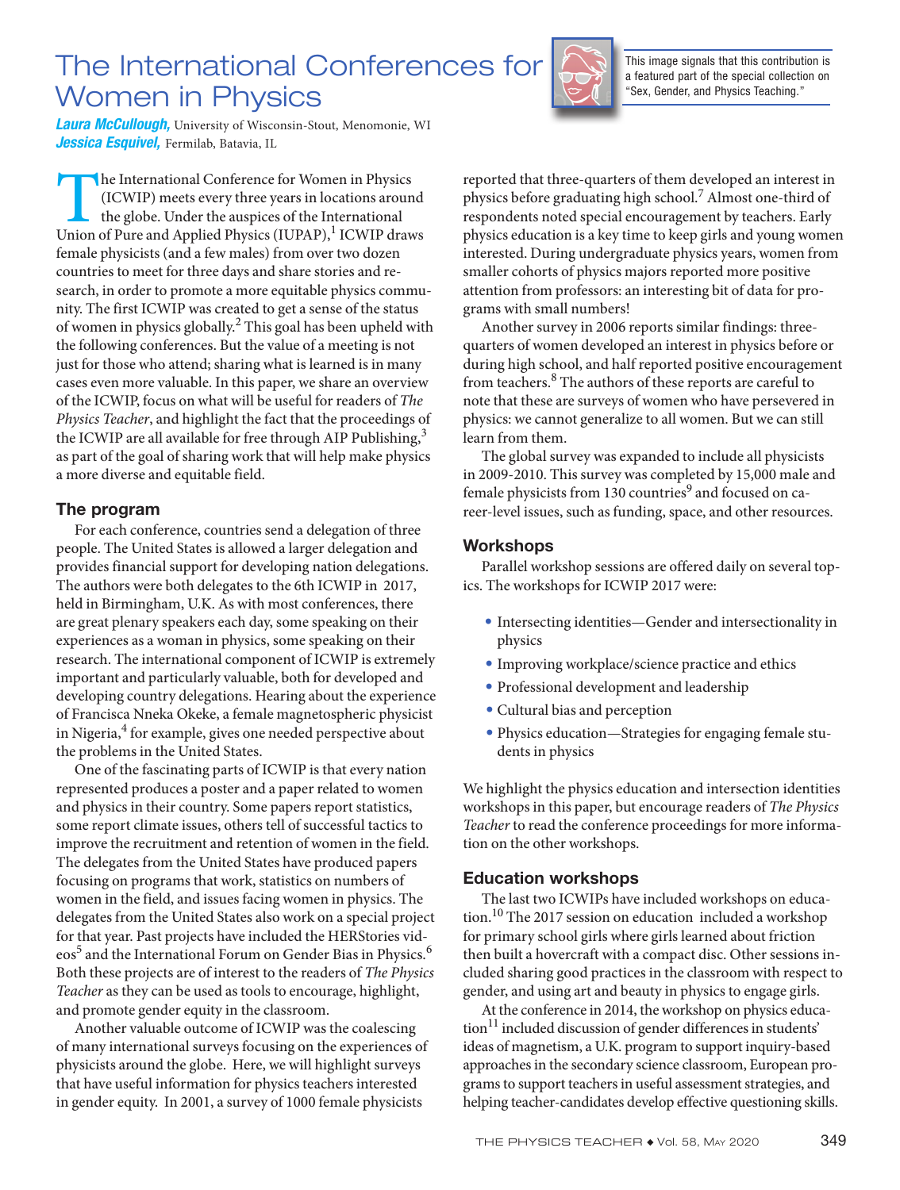# The International Conferences for Women in Physics

This image signals that this contribution is a featured part of the special collection on "Sex, Gender, and Physics Teaching."

***Laura McCullough,*** University of Wisconsin-Stout, Menomonie, WI
***Jessica Esquivel,*** Fermilab, Batavia, IL

The International Conference for Women in Physics (ICWIP) meets every three years in locations around the globe. Under the auspices of the International Union of Pure and Applied Physics (IUPAP),[1] ICWIP draws female physicists (and a few males) from over two dozen countries to meet for three days and share stories and research, in order to promote a more equitable physics community. The first ICWIP was created to get a sense of the status of women in physics globally.[2] This goal has been upheld with the following conferences. But the value of a meeting is not just for those who attend; sharing what is learned is in many cases even more valuable. In this paper, we share an overview of the ICWIP, focus on what will be useful for readers of *The Physics Teacher*, and highlight the fact that the proceedings of the ICWIP are all available for free through AIP Publishing,[3] as part of the goal of sharing work that will help make physics a more diverse and equitable field.

## The program

For each conference, countries send a delegation of three people. The United States is allowed a larger delegation and provides financial support for developing nation delegations. The authors were both delegates to the 6th ICWIP in 2017, held in Birmingham, U.K. As with most conferences, there are great plenary speakers each day, some speaking on their experiences as a woman in physics, some speaking on their research. The international component of ICWIP is extremely important and particularly valuable, both for developed and developing country delegations. Hearing about the experience of Francisca Nneka Okeke, a female magnetospheric physicist in Nigeria,[4] for example, gives one needed perspective about the problems in the United States.

One of the fascinating parts of ICWIP is that every nation represented produces a poster and a paper related to women and physics in their country. Some papers report statistics, some report climate issues, others tell of successful tactics to improve the recruitment and retention of women in the field. The delegates from the United States have produced papers focusing on programs that work, statistics on numbers of women in the field, and issues facing women in physics. The delegates from the United States also work on a special project for that year. Past projects have included the HERStories videos[5] and the International Forum on Gender Bias in Physics.[6] Both these projects are of interest to the readers of *The Physics Teacher* as they can be used as tools to encourage, highlight, and promote gender equity in the classroom.

Another valuable outcome of ICWIP was the coalescing of many international surveys focusing on the experiences of physicists around the globe. Here, we will highlight surveys that have useful information for physics teachers interested in gender equity. In 2001, a survey of 1000 female physicists reported that three-quarters of them developed an interest in physics before graduating high school.[7] Almost one-third of respondents noted special encouragement by teachers. Early physics education is a key time to keep girls and young women interested. During undergraduate physics years, women from smaller cohorts of physics majors reported more positive attention from professors: an interesting bit of data for programs with small numbers!

Another survey in 2006 reports similar findings: three-quarters of women developed an interest in physics before or during high school, and half reported positive encouragement from teachers.[8] The authors of these reports are careful to note that these are surveys of women who have persevered in physics: we cannot generalize to all women. But we can still learn from them.

The global survey was expanded to include all physicists in 2009-2010. This survey was completed by 15,000 male and female physicists from 130 countries[9] and focused on career-level issues, such as funding, space, and other resources.

## Workshops

Parallel workshop sessions are offered daily on several topics. The workshops for ICWIP 2017 were:

- Intersecting identities—Gender and intersectionality in physics
- Improving workplace/science practice and ethics
- Professional development and leadership
- Cultural bias and perception
- Physics education—Strategies for engaging female students in physics

We highlight the physics education and intersection identities workshops in this paper, but encourage readers of *The Physics Teacher* to read the conference proceedings for more information on the other workshops.

## Education workshops

The last two ICWIPs have included workshops on education.[10] The 2017 session on education included a workshop for primary school girls where girls learned about friction then built a hovercraft with a compact disc. Other sessions included sharing good practices in the classroom with respect to gender, and using art and beauty in physics to engage girls.

At the conference in 2014, the workshop on physics education[11] included discussion of gender differences in students' ideas of magnetism, a U.K. program to support inquiry-based approaches in the secondary science classroom, European programs to support teachers in useful assessment strategies, and helping teacher-candidates develop effective questioning skills.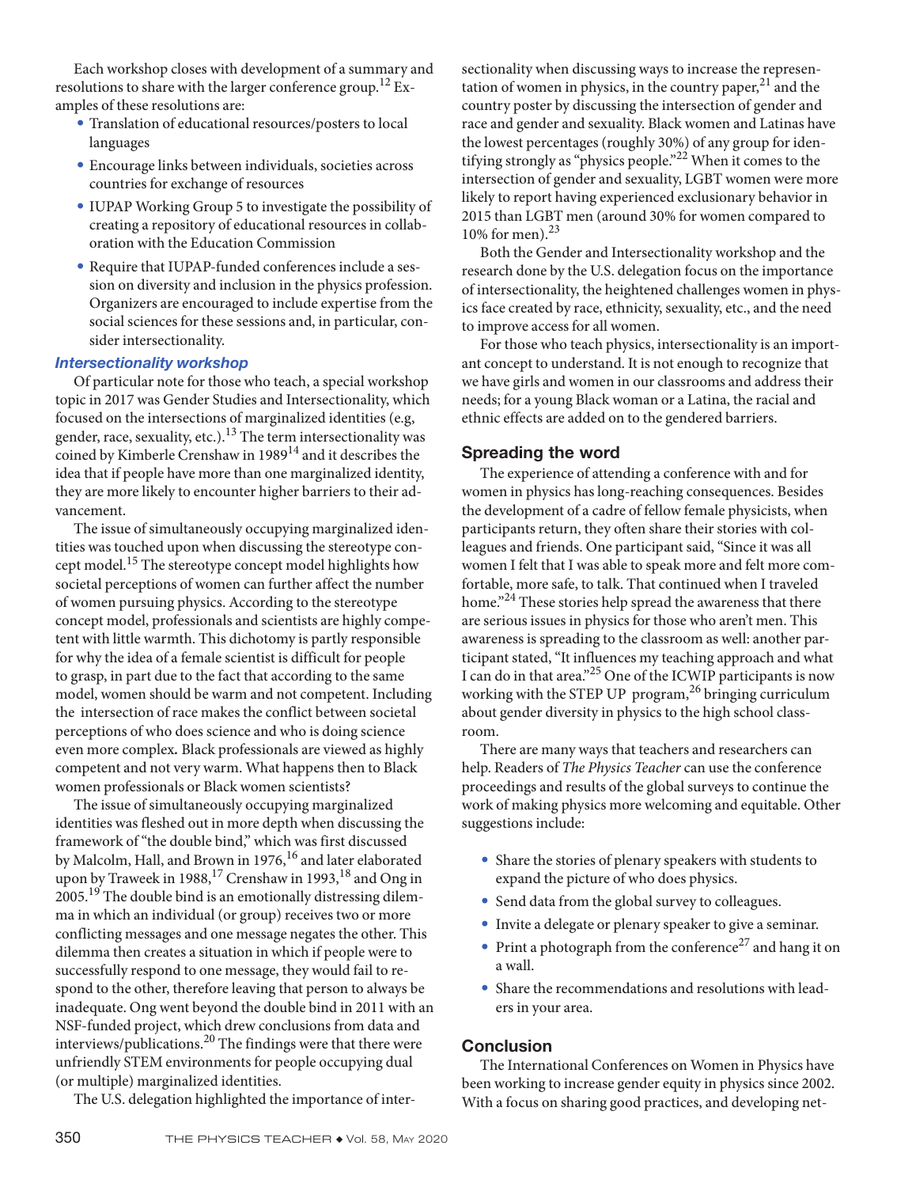Each workshop closes with development of a summary and resolutions to share with the larger conference group.[12] Examples of these resolutions are:

- Translation of educational resources/posters to local languages
- Encourage links between individuals, societies across countries for exchange of resources
- IUPAP Working Group 5 to investigate the possibility of creating a repository of educational resources in collaboration with the Education Commission
- Require that IUPAP-funded conferences include a session on diversity and inclusion in the physics profession. Organizers are encouraged to include expertise from the social sciences for these sessions and, in particular, consider intersectionality.

### *Intersectionality workshop*

Of particular note for those who teach, a special workshop topic in 2017 was Gender Studies and Intersectionality, which focused on the intersections of marginalized identities (e.g, gender, race, sexuality, etc.).[13] The term intersectionality was coined by Kimberle Crenshaw in 1989[14] and it describes the idea that if people have more than one marginalized identity, they are more likely to encounter higher barriers to their advancement.

The issue of simultaneously occupying marginalized identities was touched upon when discussing the stereotype concept model.[15] The stereotype concept model highlights how societal perceptions of women can further affect the number of women pursuing physics. According to the stereotype concept model, professionals and scientists are highly competent with little warmth. This dichotomy is partly responsible for why the idea of a female scientist is difficult for people to grasp, in part due to the fact that according to the same model, women should be warm and not competent. Including the intersection of race makes the conflict between societal perceptions of who does science and who is doing science even more complex**.** Black professionals are viewed as highly competent and not very warm. What happens then to Black women professionals or Black women scientists?

The issue of simultaneously occupying marginalized identities was fleshed out in more depth when discussing the framework of "the double bind," which was first discussed by Malcolm, Hall, and Brown in 1976,[16] and later elaborated upon by Traweek in 1988,[17] Crenshaw in 1993,[18] and Ong in 2005.[19] The double bind is an emotionally distressing dilemma in which an individual (or group) receives two or more conflicting messages and one message negates the other. This dilemma then creates a situation in which if people were to successfully respond to one message, they would fail to respond to the other, therefore leaving that person to always be inadequate. Ong went beyond the double bind in 2011 with an NSF-funded project, which drew conclusions from data and interviews/publications.[20] The findings were that there were unfriendly STEM environments for people occupying dual (or multiple) marginalized identities.

The U.S. delegation highlighted the importance of intersectionality when discussing ways to increase the representation of women in physics, in the country paper,[21] and the country poster by discussing the intersection of gender and race and gender and sexuality. Black women and Latinas have the lowest percentages (roughly 30%) of any group for identifying strongly as "physics people."[22] When it comes to the intersection of gender and sexuality, LGBT women were more likely to report having experienced exclusionary behavior in 2015 than LGBT men (around 30% for women compared to 10% for men).[23]

Both the Gender and Intersectionality workshop and the research done by the U.S. delegation focus on the importance of intersectionality, the heightened challenges women in physics face created by race, ethnicity, sexuality, etc., and the need to improve access for all women.

For those who teach physics, intersectionality is an important concept to understand. It is not enough to recognize that we have girls and women in our classrooms and address their needs; for a young Black woman or a Latina, the racial and ethnic effects are added on to the gendered barriers.

## Spreading the word

The experience of attending a conference with and for women in physics has long-reaching consequences. Besides the development of a cadre of fellow female physicists, when participants return, they often share their stories with colleagues and friends. One participant said, "Since it was all women I felt that I was able to speak more and felt more comfortable, more safe, to talk. That continued when I traveled home."[24] These stories help spread the awareness that there are serious issues in physics for those who aren't men. This awareness is spreading to the classroom as well: another participant stated, "It influences my teaching approach and what I can do in that area."[25] One of the ICWIP participants is now working with the STEP UP program,[26] bringing curriculum about gender diversity in physics to the high school classroom.

There are many ways that teachers and researchers can help. Readers of *The Physics Teacher* can use the conference proceedings and results of the global surveys to continue the work of making physics more welcoming and equitable. Other suggestions include:

- Share the stories of plenary speakers with students to expand the picture of who does physics.
- Send data from the global survey to colleagues.
- Invite a delegate or plenary speaker to give a seminar.
- Print a photograph from the conference[27] and hang it on a wall.
- Share the recommendations and resolutions with leaders in your area.

## Conclusion

The International Conferences on Women in Physics have been working to increase gender equity in physics since 2002. With a focus on sharing good practices, and developing net-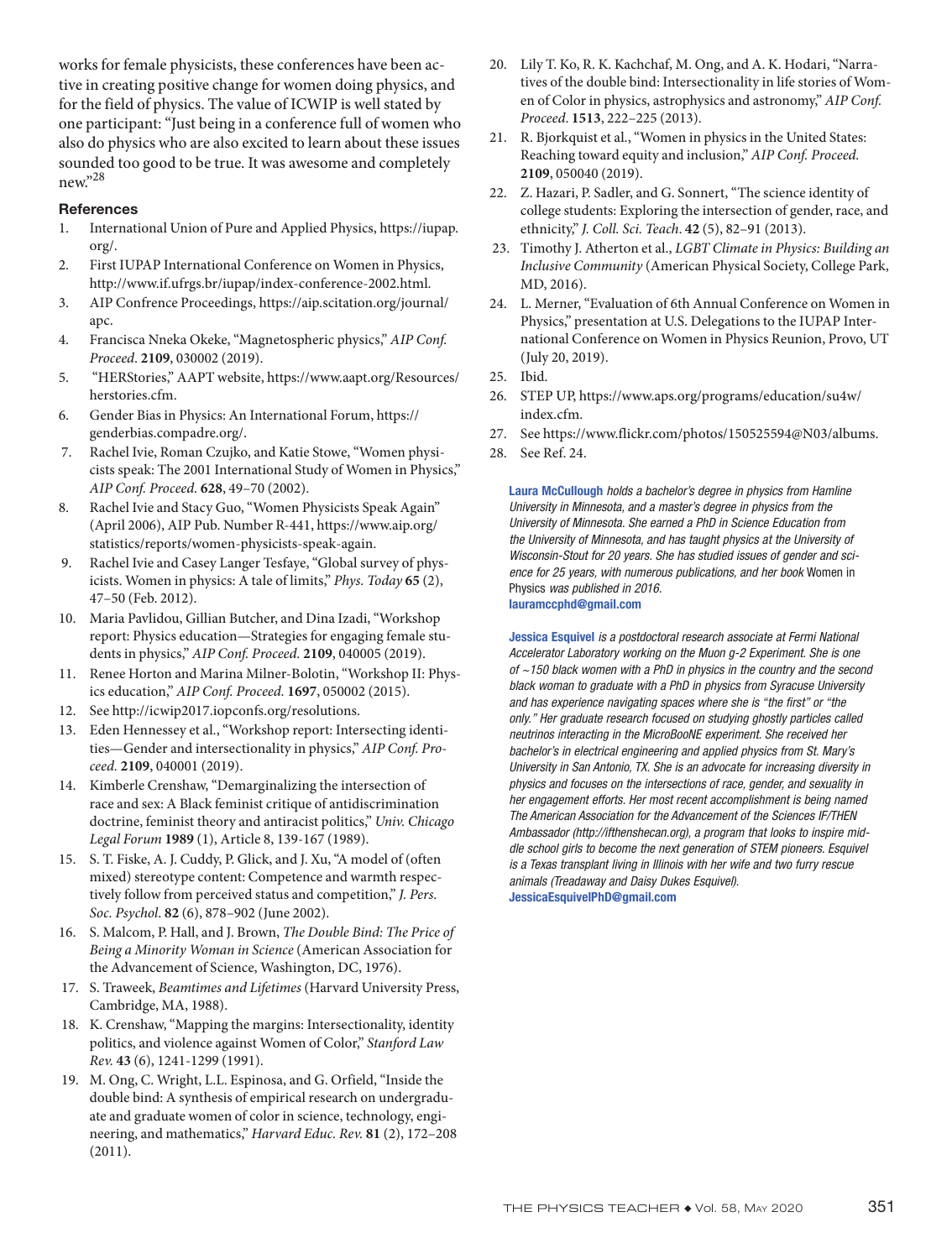works for female physicists, these conferences have been active in creating positive change for women doing physics, and for the field of physics. The value of ICWIP is well stated by one participant: "Just being in a conference full of women who also do physics who are also excited to learn about these issues sounded too good to be true. It was awesome and completely new."[28]

### References

1. International Union of Pure and Applied Physics, https://iupap.org/.
2. First IUPAP International Conference on Women in Physics, http://www.if.ufrgs.br/iupap/index-conference-2002.html.
3. AIP Confrence Proceedings, https://aip.scitation.org/journal/apc.
4. Francisca Nneka Okeke, "Magnetospheric physics," *AIP Conf. Proceed*. **2109**, 030002 (2019).
5. "HERStories," AAPT website, https://www.aapt.org/Resources/herstories.cfm.
6. Gender Bias in Physics: An International Forum, https://genderbias.compadre.org/.
7. Rachel Ivie, Roman Czujko, and Katie Stowe, "Women physicists speak: The 2001 International Study of Women in Physics," *AIP Conf. Proceed*. **628**, 49–70 (2002).
8. Rachel Ivie and Stacy Guo, "Women Physicists Speak Again" (April 2006), AIP Pub. Number R-441, https://www.aip.org/statistics/reports/women-physicists-speak-again.
9. Rachel Ivie and Casey Langer Tesfaye, "Global survey of physicists. Women in physics: A tale of limits," *Phys. Today* **65** (2), 47–50 (Feb. 2012).
10. Maria Pavlidou, Gillian Butcher, and Dina Izadi, "Workshop report: Physics education—Strategies for engaging female students in physics," *AIP Conf. Proceed.* **2109**, 040005 (2019).
11. Renee Horton and Marina Milner-Bolotin, "Workshop II: Physics education," *AIP Conf. Proceed.* **1697**, 050002 (2015).
12. See http://icwip2017.iopconfs.org/resolutions.
13. Eden Hennessey et al., "Workshop report: Intersecting identities—Gender and intersectionality in physics," *AIP Conf. Proceed.* **2109**, 040001 (2019).
14. Kimberle Crenshaw, "Demarginalizing the intersection of race and sex: A Black feminist critique of antidiscrimination doctrine, feminist theory and antiracist politics," *Univ. Chicago Legal Forum* **1989** (1), Article 8, 139-167 (1989).
15. S. T. Fiske, A. J. Cuddy, P. Glick, and J. Xu, "A model of (often mixed) stereotype content: Competence and warmth respectively follow from perceived status and competition," *J. Pers. Soc. Psychol*. **82** (6), 878–902 (June 2002).
16. S. Malcom, P. Hall, and J. Brown, *The Double Bind: The Price of Being a Minority Woman in Science* (American Association for the Advancement of Science, Washington, DC, 1976).
17. S. Traweek, *Beamtimes and Lifetimes* (Harvard University Press, Cambridge, MA, 1988).
18. K. Crenshaw, "Mapping the margins: Intersectionality, identity politics, and violence against Women of Color," *Stanford Law Rev.* **43** (6), 1241-1299 (1991).
19. M. Ong, C. Wright, L.L. Espinosa, and G. Orfield, "Inside the double bind: A synthesis of empirical research on undergraduate and graduate women of color in science, technology, engineering, and mathematics," *Harvard Educ. Rev.* **81** (2), 172–208 (2011).
20. Lily T. Ko, R. K. Kachchaf, M. Ong, and A. K. Hodari, "Narratives of the double bind: Intersectionality in life stories of Women of Color in physics, astrophysics and astronomy," *AIP Conf. Proceed*. **1513**, 222–225 (2013).
21. R. Bjorkquist et al., "Women in physics in the United States: Reaching toward equity and inclusion," *AIP Conf. Proceed.* **2109**, 050040 (2019).
22. Z. Hazari, P. Sadler, and G. Sonnert, "The science identity of college students: Exploring the intersection of gender, race, and ethnicity," *J. Coll. Sci. Teach*. **42** (5), 82–91 (2013).
23. Timothy J. Atherton et al., *LGBT Climate in Physics: Building an Inclusive Community* (American Physical Society, College Park, MD, 2016).
24. L. Merner, "Evaluation of 6th Annual Conference on Women in Physics," presentation at U.S. Delegations to the IUPAP International Conference on Women in Physics Reunion, Provo, UT (July 20, 2019).
25. Ibid.
26. STEP UP, https://www.aps.org/programs/education/su4w/index.cfm.
27. See https://www.flickr.com/photos/150525594@N03/albums.
28. See Ref. 24.

**Laura McCullough** *holds a bachelor's degree in physics from Hamline University in Minnesota, and a master's degree in physics from the University of Minnesota. She earned a PhD in Science Education from the University of Minnesota, and has taught physics at the University of Wisconsin-Stout for 20 years. She has studied issues of gender and science for 25 years, with numerous publications, and her book* Women in Physics *was published in 2016.*
lauramccphd@gmail.com

**Jessica Esquivel** *is a postdoctoral research associate at Fermi National Accelerator Laboratory working on the Muon g-2 Experiment. She is one of ~150 black women with a PhD in physics in the country and the second black woman to graduate with a PhD in physics from Syracuse University and has experience navigating spaces where she is "the first" or "the only." Her graduate research focused on studying ghostly particles called neutrinos interacting in the MicroBooNE experiment. She received her bachelor's in electrical engineering and applied physics from St. Mary's University in San Antonio, TX. She is an advocate for increasing diversity in physics and focuses on the intersections of race, gender, and sexuality in her engagement efforts. Her most recent accomplishment is being named The American Association for the Advancement of Sciences IF/THEN Ambassador (http://ifthenshecan.org), a program that looks to inspire middle school girls to become the next generation of STEM pioneers. Esquivel is a Texas transplant living in Illinois with her wife and two furry rescue animals (Treadaway and Daisy Dukes Esquivel).*
JessicaEsquivelPhD@gmail.com